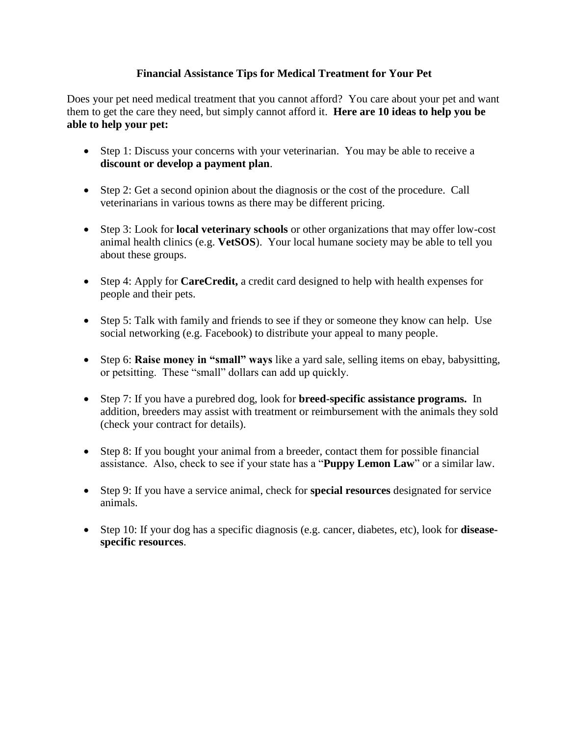# Financial Assistance Tips for Medical Treatment for Your Pet

Does your pet need medical treatment that you cannot afford? You care about your pet and want them to get the care they need, but simply cannot afford it. **Here are 10 ideas to help you be able to help your pet:**

- Step 1: Discuss your concerns with your veterinarian. You may be able to receive a **discount or develop a payment plan**.
- Step 2: Get a second opinion about the diagnosis or the cost of the procedure. Call veterinarians in various towns as there may be different pricing.
- Step 3: Look for **local veterinary schools** or other organizations that may offer low-cost animal health clinics (e.g. **VetSOS**). Your local humane society may be able to tell you about these groups.
- Step 4: Apply for **CareCredit,** a credit card designed to help with health expenses for people and their pets.
- Step 5: Talk with family and friends to see if they or someone they know can help. Use social networking (e.g. Facebook) to distribute your appeal to many people.
- Step 6: **Raise money in "small" ways** like a yard sale, selling items on ebay, babysitting, or petsitting. These "small" dollars can add up quickly.
- Step 7: If you have a purebred dog, look for **breed-specific assistance programs.** In addition, breeders may assist with treatment or reimbursement with the animals they sold (check your contract for details).
- Step 8: If you bought your animal from a breeder, contact them for possible financial assistance. Also, check to see if your state has a "**Puppy Lemon Law**" or a similar law.
- Step 9: If you have a service animal, check for **special resources** designated for service animals.
- Step 10: If your dog has a specific diagnosis (e.g. cancer, diabetes, etc), look for **disease-specific resources**.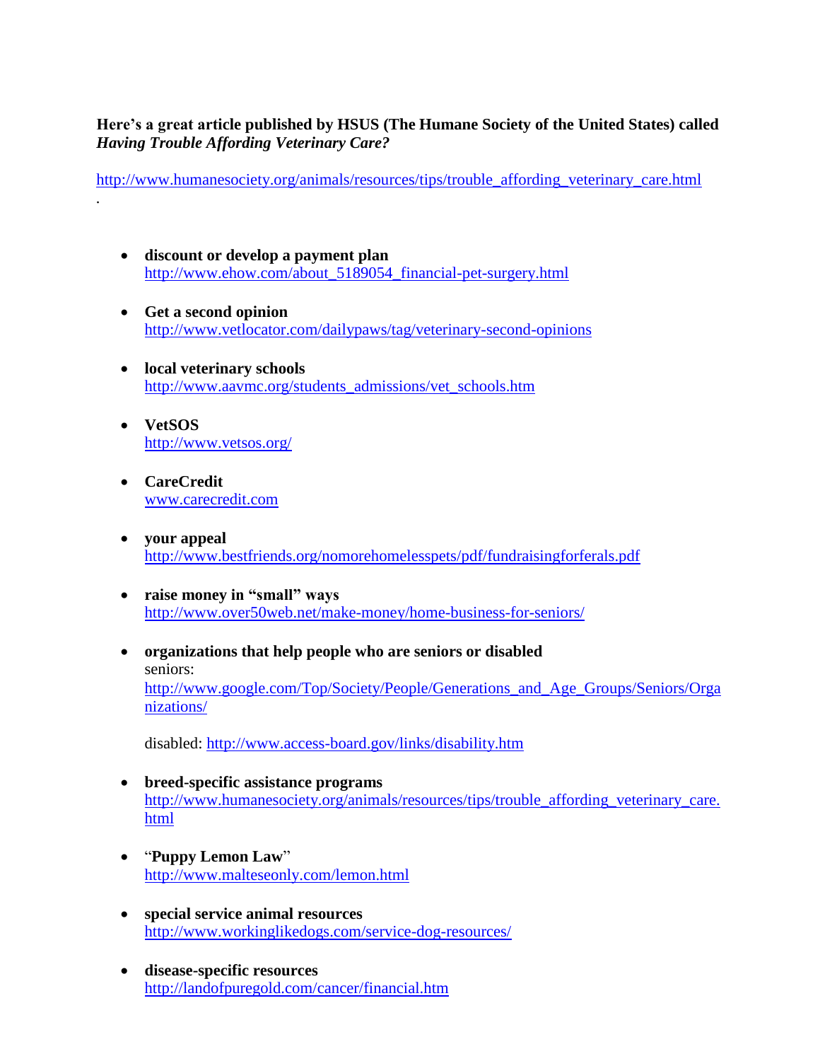**Here's a great article published by HSUS (The Humane Society of the United States) called *Having Trouble Affording Veterinary Care?***

http://www.humanesociety.org/animals/resources/tips/trouble_affording_veterinary_care.html

.

- **discount or develop a payment plan**
  http://www.ehow.com/about_5189054_financial-pet-surgery.html

- **Get a second opinion**
  http://www.vetlocator.com/dailypaws/tag/veterinary-second-opinions

- **local veterinary schools**
  http://www.aavmc.org/students_admissions/vet_schools.htm

- **VetSOS**
  http://www.vetsos.org/

- **CareCredit**
  www.carecredit.com

- **your appeal**
  http://www.bestfriends.org/nomorehomelesspets/pdf/fundraisingforferals.pdf

- **raise money in "small" ways**
  http://www.over50web.net/make-money/home-business-for-seniors/

- **organizations that help people who are seniors or disabled**
  seniors:
  http://www.google.com/Top/Society/People/Generations_and_Age_Groups/Seniors/Organizations/

  disabled: http://www.access-board.gov/links/disability.htm

- **breed-specific assistance programs**
  http://www.humanesociety.org/animals/resources/tips/trouble_affording_veterinary_care.html

- "**Puppy Lemon Law**"
  http://www.malteseonly.com/lemon.html

- **special service animal resources**
  http://www.workinglikedogs.com/service-dog-resources/

- **disease-specific resources**
  http://landofpuregold.com/cancer/financial.htm